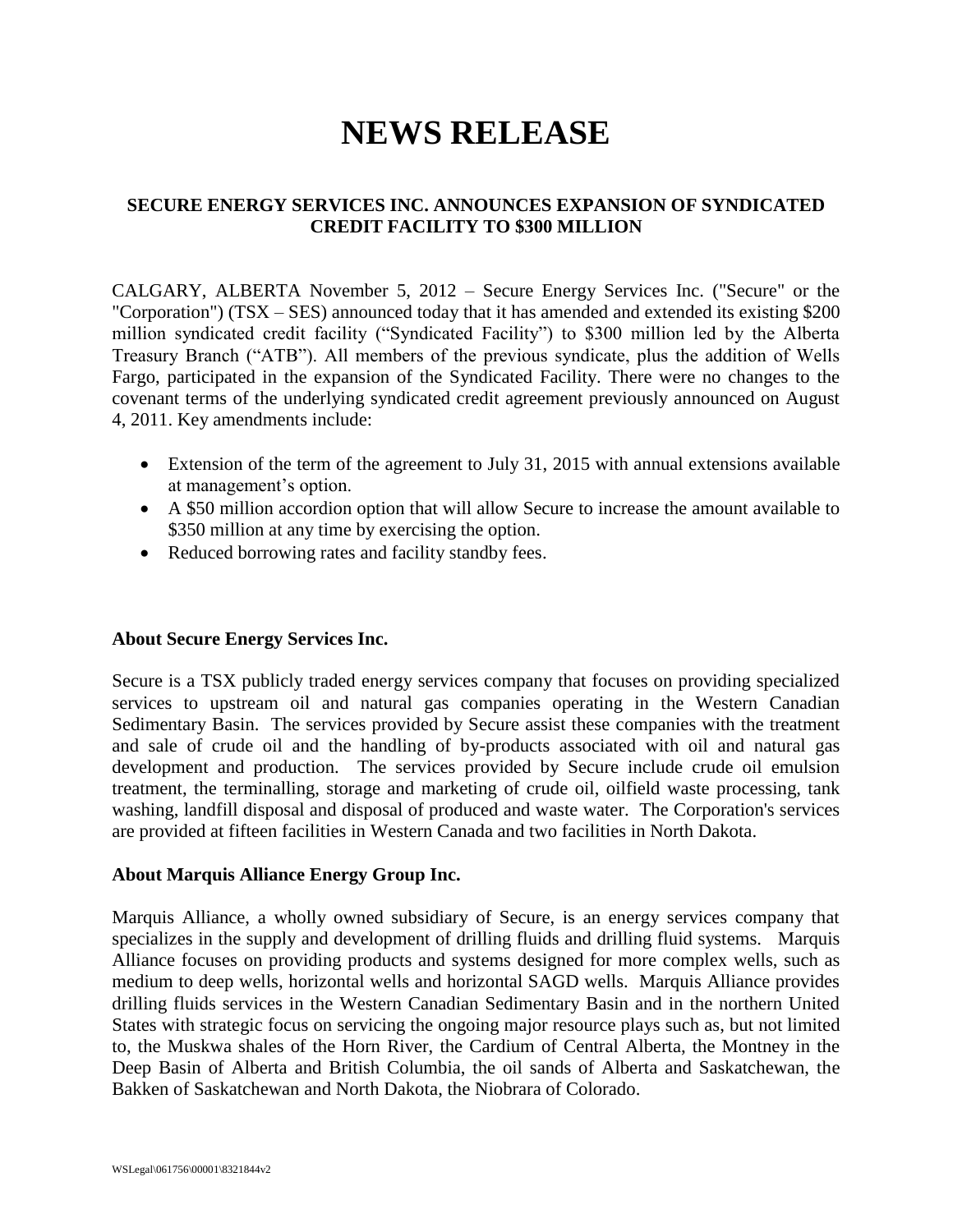# NEWS RELEASE

## SECURE ENERGY SERVICES INC. ANNOUNCES EXPANSION OF SYNDICATED CREDIT FACILITY TO $300 MILLION

CALGARY, ALBERTA November 5, 2012 – Secure Energy Services Inc. ("Secure" or the "Corporation") (TSX – SES) announced today that it has amended and extended its existing $200 million syndicated credit facility ("Syndicated Facility") to $300 million led by the Alberta Treasury Branch ("ATB"). All members of the previous syndicate, plus the addition of Wells Fargo, participated in the expansion of the Syndicated Facility. There were no changes to the covenant terms of the underlying syndicated credit agreement previously announced on August 4, 2011. Key amendments include:

- Extension of the term of the agreement to July 31, 2015 with annual extensions available at management's option.
- A $50 million accordion option that will allow Secure to increase the amount available to $350 million at any time by exercising the option.
- Reduced borrowing rates and facility standby fees.

### About Secure Energy Services Inc.

Secure is a TSX publicly traded energy services company that focuses on providing specialized services to upstream oil and natural gas companies operating in the Western Canadian Sedimentary Basin. The services provided by Secure assist these companies with the treatment and sale of crude oil and the handling of by-products associated with oil and natural gas development and production. The services provided by Secure include crude oil emulsion treatment, the terminalling, storage and marketing of crude oil, oilfield waste processing, tank washing, landfill disposal and disposal of produced and waste water. The Corporation's services are provided at fifteen facilities in Western Canada and two facilities in North Dakota.

### About Marquis Alliance Energy Group Inc.

Marquis Alliance, a wholly owned subsidiary of Secure, is an energy services company that specializes in the supply and development of drilling fluids and drilling fluid systems. Marquis Alliance focuses on providing products and systems designed for more complex wells, such as medium to deep wells, horizontal wells and horizontal SAGD wells. Marquis Alliance provides drilling fluids services in the Western Canadian Sedimentary Basin and in the northern United States with strategic focus on servicing the ongoing major resource plays such as, but not limited to, the Muskwa shales of the Horn River, the Cardium of Central Alberta, the Montney in the Deep Basin of Alberta and British Columbia, the oil sands of Alberta and Saskatchewan, the Bakken of Saskatchewan and North Dakota, the Niobrara of Colorado.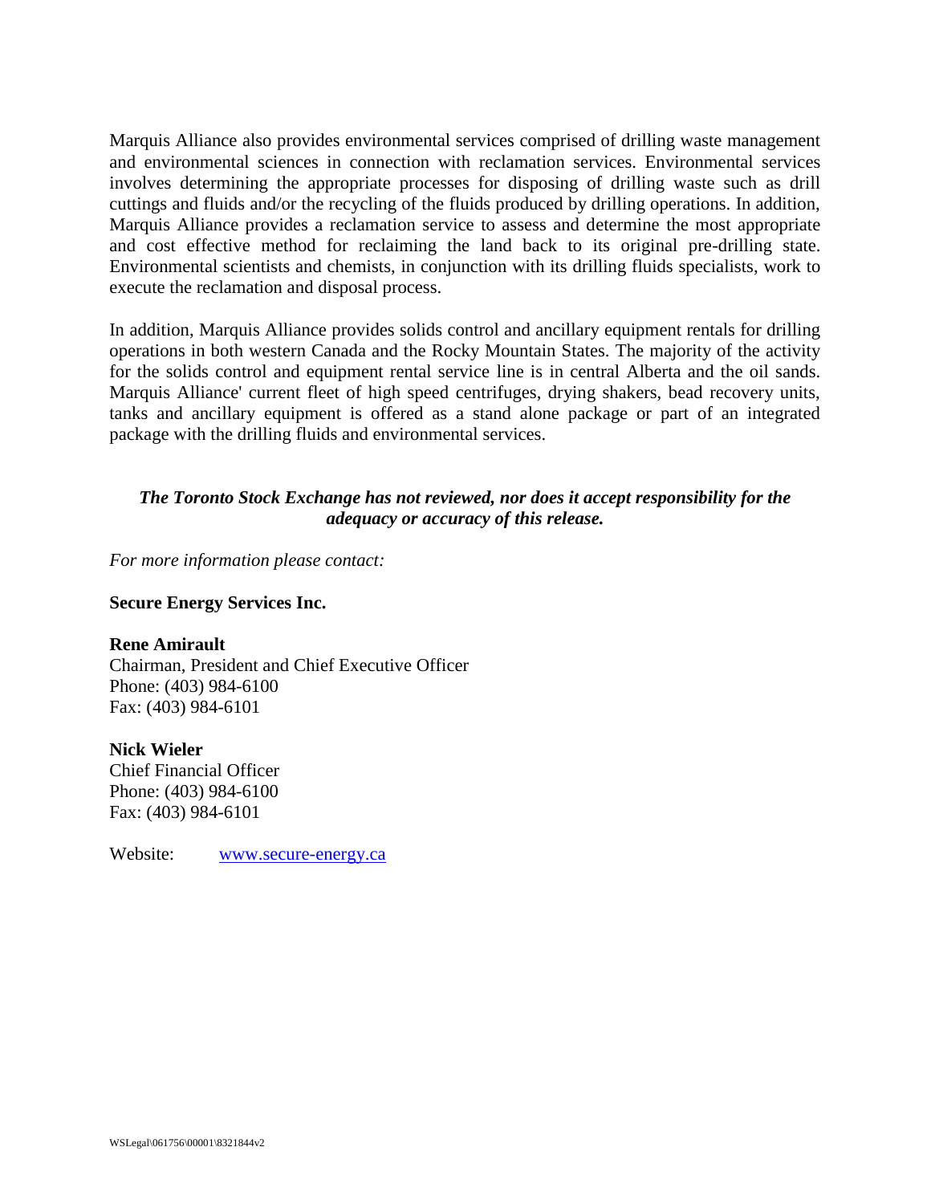Marquis Alliance also provides environmental services comprised of drilling waste management and environmental sciences in connection with reclamation services. Environmental services involves determining the appropriate processes for disposing of drilling waste such as drill cuttings and fluids and/or the recycling of the fluids produced by drilling operations. In addition, Marquis Alliance provides a reclamation service to assess and determine the most appropriate and cost effective method for reclaiming the land back to its original pre-drilling state. Environmental scientists and chemists, in conjunction with its drilling fluids specialists, work to execute the reclamation and disposal process.

In addition, Marquis Alliance provides solids control and ancillary equipment rentals for drilling operations in both western Canada and the Rocky Mountain States. The majority of the activity for the solids control and equipment rental service line is in central Alberta and the oil sands. Marquis Alliance' current fleet of high speed centrifuges, drying shakers, bead recovery units, tanks and ancillary equipment is offered as a stand alone package or part of an integrated package with the drilling fluids and environmental services.

***The Toronto Stock Exchange has not reviewed, nor does it accept responsibility for the adequacy or accuracy of this release.***

*For more information please contact:*

**Secure Energy Services Inc.**

**Rene Amirault**
Chairman, President and Chief Executive Officer
Phone: (403) 984-6100
Fax: (403) 984-6101

**Nick Wieler**
Chief Financial Officer
Phone: (403) 984-6100
Fax: (403) 984-6101

Website: www.secure-energy.ca

WSLegal\061756\00001\8321844v2